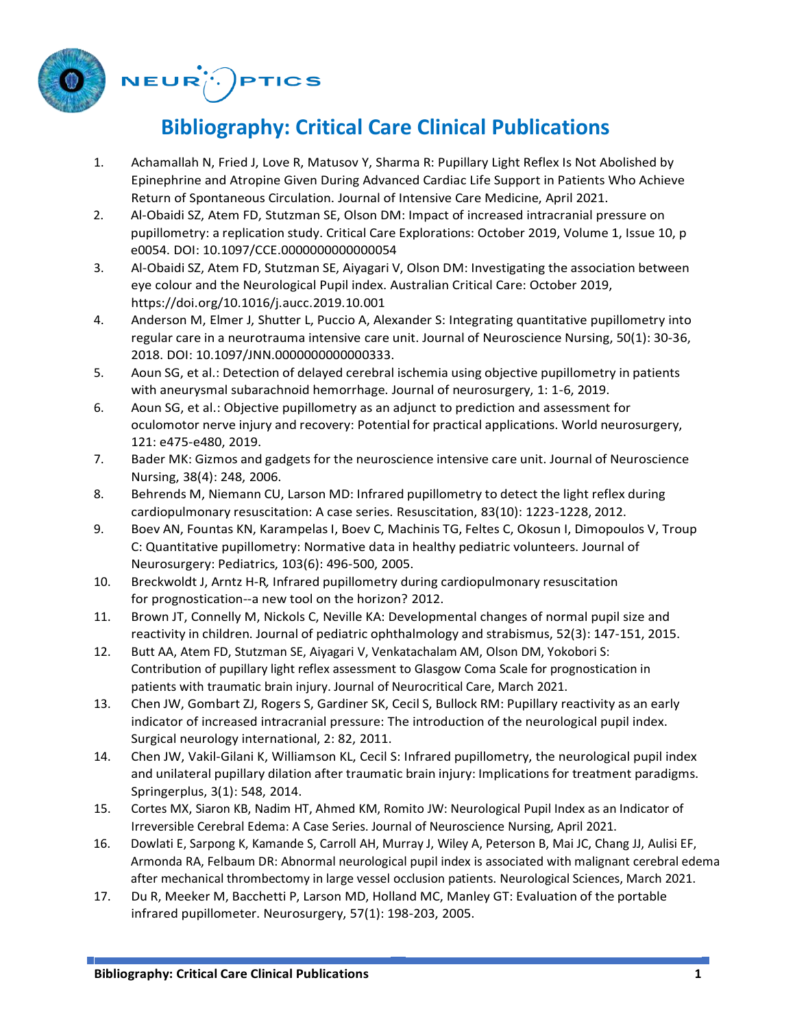# Bibliography: Critical Care Clinical Publications

1. Achamallah N, Fried J, Love R, Matusov Y, Sharma R: Pupillary Light Reflex Is Not Abolished by Epinephrine and Atropine Given During Advanced Cardiac Life Support in Patients Who Achieve Return of Spontaneous Circulation. Journal of Intensive Care Medicine, April 2021.
2. Al-Obaidi SZ, Atem FD, Stutzman SE, Olson DM: Impact of increased intracranial pressure on pupillometry: a replication study. Critical Care Explorations: October 2019, Volume 1, Issue 10, p e0054. DOI: 10.1097/CCE.0000000000000054
3. Al-Obaidi SZ, Atem FD, Stutzman SE, Aiyagari V, Olson DM: Investigating the association between eye colour and the Neurological Pupil index. Australian Critical Care: October 2019, https://doi.org/10.1016/j.aucc.2019.10.001
4. Anderson M, Elmer J, Shutter L, Puccio A, Alexander S: Integrating quantitative pupillometry into regular care in a neurotrauma intensive care unit. Journal of Neuroscience Nursing, 50(1): 30-36, 2018. DOI: 10.1097/JNN.0000000000000333.
5. Aoun SG, et al.: Detection of delayed cerebral ischemia using objective pupillometry in patients with aneurysmal subarachnoid hemorrhage. Journal of neurosurgery, 1: 1-6, 2019.
6. Aoun SG, et al.: Objective pupillometry as an adjunct to prediction and assessment for oculomotor nerve injury and recovery: Potential for practical applications. World neurosurgery, 121: e475-e480, 2019.
7. Bader MK: Gizmos and gadgets for the neuroscience intensive care unit. Journal of Neuroscience Nursing, 38(4): 248, 2006.
8. Behrends M, Niemann CU, Larson MD: Infrared pupillometry to detect the light reflex during cardiopulmonary resuscitation: A case series. Resuscitation, 83(10): 1223-1228, 2012.
9. Boev AN, Fountas KN, Karampelas I, Boev C, Machinis TG, Feltes C, Okosun I, Dimopoulos V, Troup C: Quantitative pupillometry: Normative data in healthy pediatric volunteers. Journal of Neurosurgery: Pediatrics, 103(6): 496-500, 2005.
10. Breckwoldt J, Arntz H-R*,* Infrared pupillometry during cardiopulmonary resuscitation for prognostication--a new tool on the horizon? 2012.
11. Brown JT, Connelly M, Nickols C, Neville KA: Developmental changes of normal pupil size and reactivity in children. Journal of pediatric ophthalmology and strabismus, 52(3): 147-151, 2015.
12. Butt AA, Atem FD, Stutzman SE, Aiyagari V, Venkatachalam AM, Olson DM, Yokobori S: Contribution of pupillary light reflex assessment to Glasgow Coma Scale for prognostication in patients with traumatic brain injury. Journal of Neurocritical Care, March 2021.
13. Chen JW, Gombart ZJ, Rogers S, Gardiner SK, Cecil S, Bullock RM: Pupillary reactivity as an early indicator of increased intracranial pressure: The introduction of the neurological pupil index. Surgical neurology international, 2: 82, 2011.
14. Chen JW, Vakil-Gilani K, Williamson KL, Cecil S: Infrared pupillometry, the neurological pupil index and unilateral pupillary dilation after traumatic brain injury: Implications for treatment paradigms. Springerplus, 3(1): 548, 2014.
15. Cortes MX, Siaron KB, Nadim HT, Ahmed KM, Romito JW: Neurological Pupil Index as an Indicator of Irreversible Cerebral Edema: A Case Series. Journal of Neuroscience Nursing, April 2021.
16. Dowlati E, Sarpong K, Kamande S, Carroll AH, Murray J, Wiley A, Peterson B, Mai JC, Chang JJ, Aulisi EF, Armonda RA, Felbaum DR: Abnormal neurological pupil index is associated with malignant cerebral edema after mechanical thrombectomy in large vessel occlusion patients. Neurological Sciences, March 2021.
17. Du R, Meeker M, Bacchetti P, Larson MD, Holland MC, Manley GT: Evaluation of the portable infrared pupillometer. Neurosurgery, 57(1): 198-203, 2005.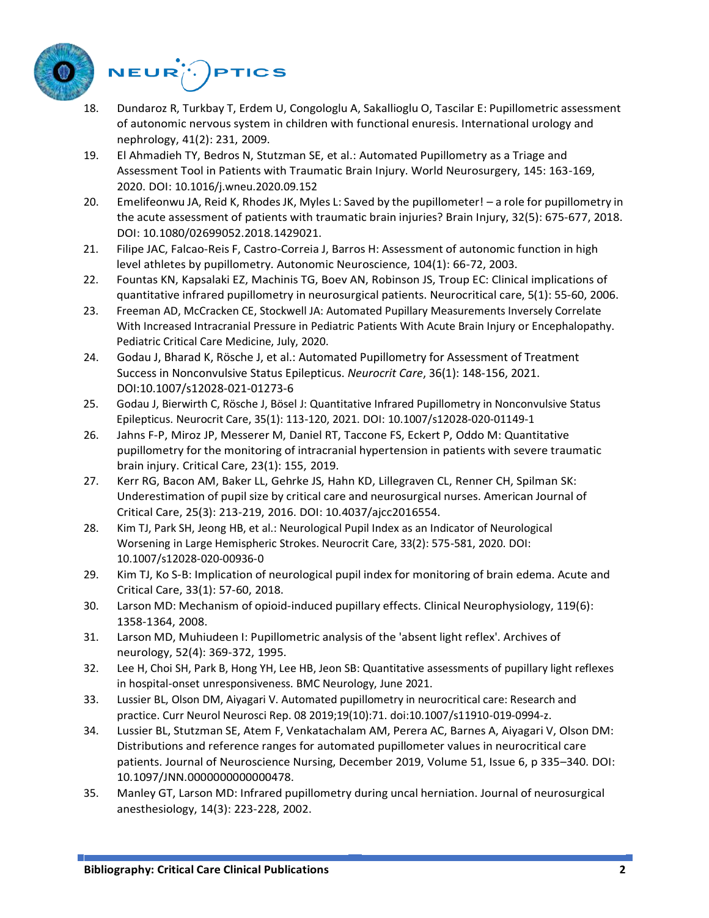18. Dundaroz R, Turkbay T, Erdem U, Congologlu A, Sakallioglu O, Tascilar E: Pupillometric assessment of autonomic nervous system in children with functional enuresis. International urology and nephrology, 41(2): 231, 2009.
19. El Ahmadieh TY, Bedros N, Stutzman SE, et al.: Automated Pupillometry as a Triage and Assessment Tool in Patients with Traumatic Brain Injury. World Neurosurgery, 145: 163-169, 2020. DOI: 10.1016/j.wneu.2020.09.152
20. Emelifeonwu JA, Reid K, Rhodes JK, Myles L: Saved by the pupillometer! – a role for pupillometry in the acute assessment of patients with traumatic brain injuries? Brain Injury, 32(5): 675-677, 2018. DOI: 10.1080/02699052.2018.1429021.
21. Filipe JAC, Falcao-Reis F, Castro-Correia J, Barros H: Assessment of autonomic function in high level athletes by pupillometry. Autonomic Neuroscience, 104(1): 66-72, 2003.
22. Fountas KN, Kapsalaki EZ, Machinis TG, Boev AN, Robinson JS, Troup EC: Clinical implications of quantitative infrared pupillometry in neurosurgical patients. Neurocritical care, 5(1): 55-60, 2006.
23. Freeman AD, McCracken CE, Stockwell JA: Automated Pupillary Measurements Inversely Correlate With Increased Intracranial Pressure in Pediatric Patients With Acute Brain Injury or Encephalopathy. Pediatric Critical Care Medicine, July, 2020.
24. Godau J, Bharad K, Rösche J, et al.: Automated Pupillometry for Assessment of Treatment Success in Nonconvulsive Status Epilepticus. *Neurocrit Care*, 36(1): 148-156, 2021. DOI:10.1007/s12028-021-01273-6
25. Godau J, Bierwirth C, Rösche J, Bösel J: Quantitative Infrared Pupillometry in Nonconvulsive Status Epilepticus. Neurocrit Care, 35(1): 113-120, 2021. DOI: 10.1007/s12028-020-01149-1
26. Jahns F-P, Miroz JP, Messerer M, Daniel RT, Taccone FS, Eckert P, Oddo M: Quantitative pupillometry for the monitoring of intracranial hypertension in patients with severe traumatic brain injury. Critical Care, 23(1): 155, 2019.
27. Kerr RG, Bacon AM, Baker LL, Gehrke JS, Hahn KD, Lillegraven CL, Renner CH, Spilman SK: Underestimation of pupil size by critical care and neurosurgical nurses. American Journal of Critical Care, 25(3): 213-219, 2016. DOI: 10.4037/ajcc2016554.
28. Kim TJ, Park SH, Jeong HB, et al.: Neurological Pupil Index as an Indicator of Neurological Worsening in Large Hemispheric Strokes. Neurocrit Care, 33(2): 575-581, 2020. DOI: 10.1007/s12028-020-00936-0
29. Kim TJ, Ko S-B: Implication of neurological pupil index for monitoring of brain edema. Acute and Critical Care, 33(1): 57-60, 2018.
30. Larson MD: Mechanism of opioid-induced pupillary effects. Clinical Neurophysiology, 119(6): 1358-1364, 2008.
31. Larson MD, Muhiudeen I: Pupillometric analysis of the 'absent light reflex'. Archives of neurology, 52(4): 369-372, 1995.
32. Lee H, Choi SH, Park B, Hong YH, Lee HB, Jeon SB: Quantitative assessments of pupillary light reflexes in hospital-onset unresponsiveness. BMC Neurology, June 2021.
33. Lussier BL, Olson DM, Aiyagari V. Automated pupillometry in neurocritical care: Research and practice. Curr Neurol Neurosci Rep. 08 2019;19(10):71. doi:10.1007/s11910-019-0994-z.
34. Lussier BL, Stutzman SE, Atem F, Venkatachalam AM, Perera AC, Barnes A, Aiyagari V, Olson DM: Distributions and reference ranges for automated pupillometer values in neurocritical care patients. Journal of Neuroscience Nursing, December 2019, Volume 51, Issue 6, p 335–340. DOI: 10.1097/JNN.0000000000000478.
35. Manley GT, Larson MD: Infrared pupillometry during uncal herniation. Journal of neurosurgical anesthesiology, 14(3): 223-228, 2002.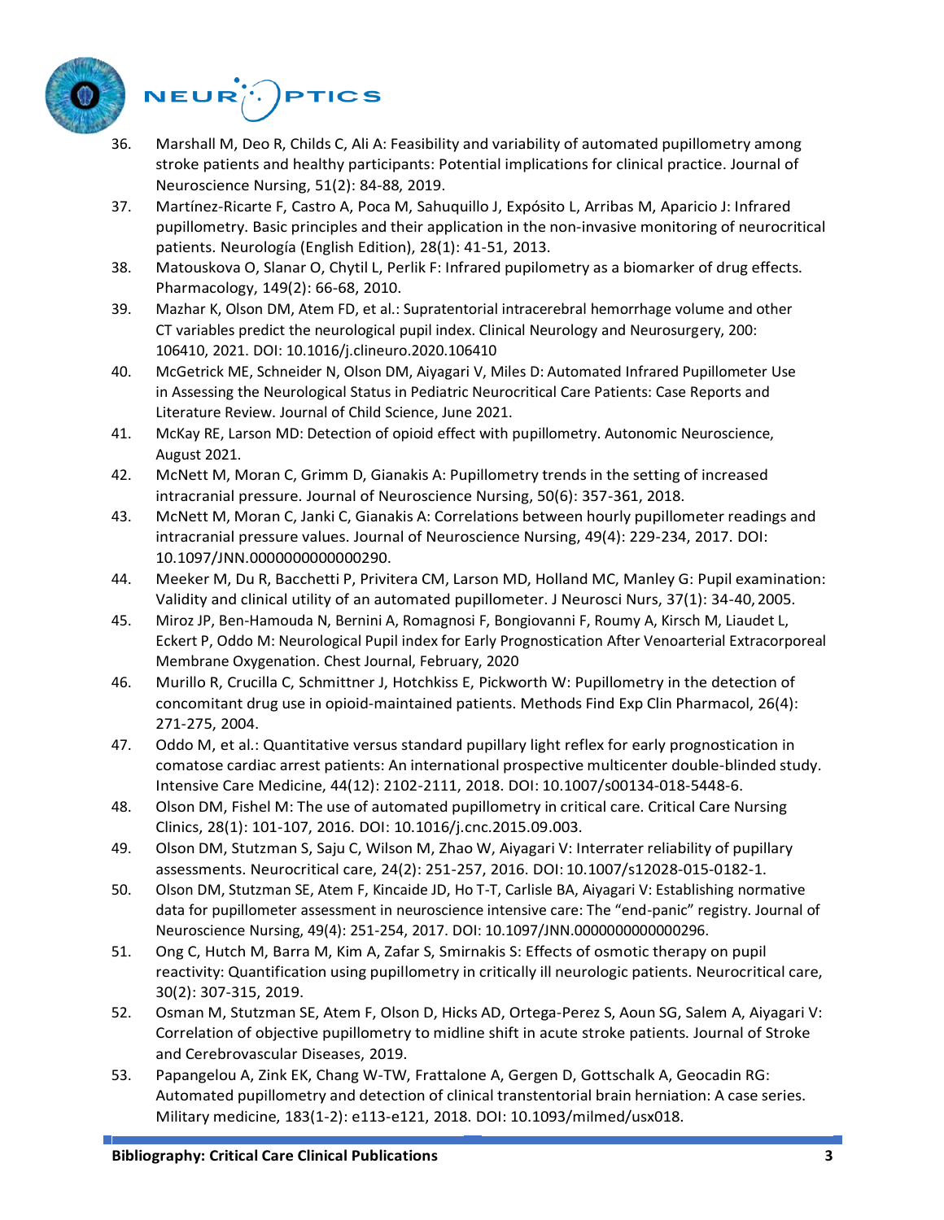36. Marshall M, Deo R, Childs C, Ali A: Feasibility and variability of automated pupillometry among stroke patients and healthy participants: Potential implications for clinical practice. Journal of Neuroscience Nursing, 51(2): 84-88, 2019.
37. Martínez-Ricarte F, Castro A, Poca M, Sahuquillo J, Expósito L, Arribas M, Aparicio J: Infrared pupillometry. Basic principles and their application in the non-invasive monitoring of neurocritical patients. Neurología (English Edition), 28(1): 41-51, 2013.
38. Matouskova O, Slanar O, Chytil L, Perlik F: Infrared pupilometry as a biomarker of drug effects. Pharmacology, 149(2): 66-68, 2010.
39. Mazhar K, Olson DM, Atem FD, et al.: Supratentorial intracerebral hemorrhage volume and other CT variables predict the neurological pupil index. Clinical Neurology and Neurosurgery, 200: 106410, 2021. DOI: 10.1016/j.clineuro.2020.106410
40. McGetrick ME, Schneider N, Olson DM, Aiyagari V, Miles D: Automated Infrared Pupillometer Use in Assessing the Neurological Status in Pediatric Neurocritical Care Patients: Case Reports and Literature Review. Journal of Child Science, June 2021.
41. McKay RE, Larson MD: Detection of opioid effect with pupillometry. Autonomic Neuroscience, August 2021.
42. McNett M, Moran C, Grimm D, Gianakis A: Pupillometry trends in the setting of increased intracranial pressure. Journal of Neuroscience Nursing, 50(6): 357-361, 2018.
43. McNett M, Moran C, Janki C, Gianakis A: Correlations between hourly pupillometer readings and intracranial pressure values. Journal of Neuroscience Nursing, 49(4): 229-234, 2017. DOI: 10.1097/JNN.0000000000000290.
44. Meeker M, Du R, Bacchetti P, Privitera CM, Larson MD, Holland MC, Manley G: Pupil examination: Validity and clinical utility of an automated pupillometer. J Neurosci Nurs, 37(1): 34-40, 2005.
45. Miroz JP, Ben-Hamouda N, Bernini A, Romagnosi F, Bongiovanni F, Roumy A, Kirsch M, Liaudet L, Eckert P, Oddo M: Neurological Pupil index for Early Prognostication After Venoarterial Extracorporeal Membrane Oxygenation. Chest Journal, February, 2020
46. Murillo R, Crucilla C, Schmittner J, Hotchkiss E, Pickworth W: Pupillometry in the detection of concomitant drug use in opioid-maintained patients. Methods Find Exp Clin Pharmacol, 26(4): 271-275, 2004.
47. Oddo M, et al.: Quantitative versus standard pupillary light reflex for early prognostication in comatose cardiac arrest patients: An international prospective multicenter double-blinded study. Intensive Care Medicine, 44(12): 2102-2111, 2018. DOI: 10.1007/s00134-018-5448-6.
48. Olson DM, Fishel M: The use of automated pupillometry in critical care. Critical Care Nursing Clinics, 28(1): 101-107, 2016. DOI: 10.1016/j.cnc.2015.09.003.
49. Olson DM, Stutzman S, Saju C, Wilson M, Zhao W, Aiyagari V: Interrater reliability of pupillary assessments. Neurocritical care, 24(2): 251-257, 2016. DOI: 10.1007/s12028-015-0182-1.
50. Olson DM, Stutzman SE, Atem F, Kincaide JD, Ho T-T, Carlisle BA, Aiyagari V: Establishing normative data for pupillometer assessment in neuroscience intensive care: The "end-panic" registry. Journal of Neuroscience Nursing, 49(4): 251-254, 2017. DOI: 10.1097/JNN.0000000000000296.
51. Ong C, Hutch M, Barra M, Kim A, Zafar S, Smirnakis S: Effects of osmotic therapy on pupil reactivity: Quantification using pupillometry in critically ill neurologic patients. Neurocritical care, 30(2): 307-315, 2019.
52. Osman M, Stutzman SE, Atem F, Olson D, Hicks AD, Ortega-Perez S, Aoun SG, Salem A, Aiyagari V: Correlation of objective pupillometry to midline shift in acute stroke patients. Journal of Stroke and Cerebrovascular Diseases, 2019.
53. Papangelou A, Zink EK, Chang W-TW, Frattalone A, Gergen D, Gottschalk A, Geocadin RG: Automated pupillometry and detection of clinical transtentorial brain herniation: A case series. Military medicine, 183(1-2): e113-e121, 2018. DOI: 10.1093/milmed/usx018.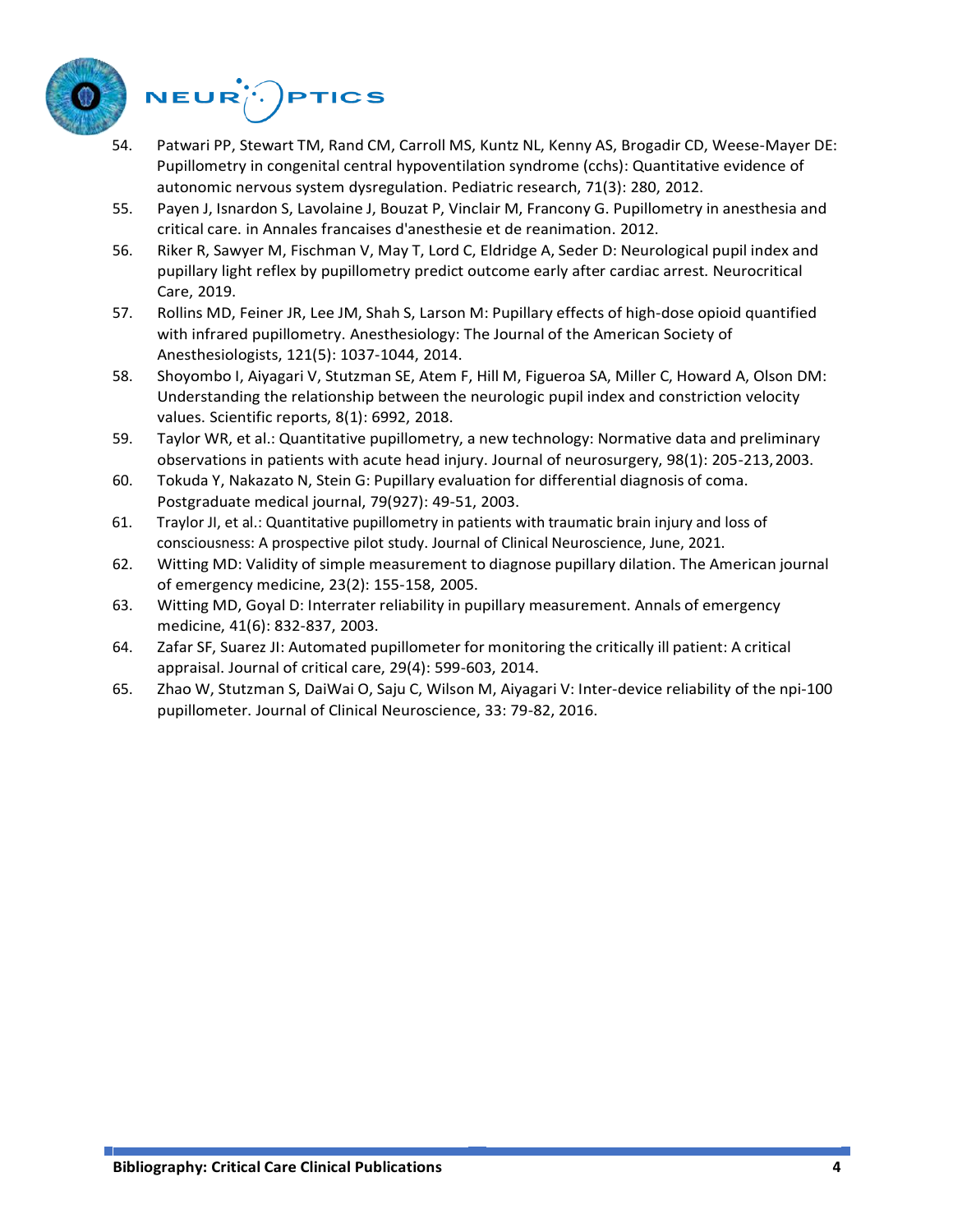54. Patwari PP, Stewart TM, Rand CM, Carroll MS, Kuntz NL, Kenny AS, Brogadir CD, Weese-Mayer DE: Pupillometry in congenital central hypoventilation syndrome (cchs): Quantitative evidence of autonomic nervous system dysregulation. Pediatric research, 71(3): 280, 2012.
55. Payen J, Isnardon S, Lavolaine J, Bouzat P, Vinclair M, Francony G. Pupillometry in anesthesia and critical care. in Annales francaises d'anesthesie et de reanimation. 2012.
56. Riker R, Sawyer M, Fischman V, May T, Lord C, Eldridge A, Seder D: Neurological pupil index and pupillary light reflex by pupillometry predict outcome early after cardiac arrest. Neurocritical Care, 2019.
57. Rollins MD, Feiner JR, Lee JM, Shah S, Larson M: Pupillary effects of high-dose opioid quantified with infrared pupillometry. Anesthesiology: The Journal of the American Society of Anesthesiologists, 121(5): 1037-1044, 2014.
58. Shoyombo I, Aiyagari V, Stutzman SE, Atem F, Hill M, Figueroa SA, Miller C, Howard A, Olson DM: Understanding the relationship between the neurologic pupil index and constriction velocity values. Scientific reports, 8(1): 6992, 2018.
59. Taylor WR, et al.: Quantitative pupillometry, a new technology: Normative data and preliminary observations in patients with acute head injury. Journal of neurosurgery, 98(1): 205-213, 2003.
60. Tokuda Y, Nakazato N, Stein G: Pupillary evaluation for differential diagnosis of coma. Postgraduate medical journal, 79(927): 49-51, 2003.
61. Traylor JI, et al.: Quantitative pupillometry in patients with traumatic brain injury and loss of consciousness: A prospective pilot study. Journal of Clinical Neuroscience, June, 2021.
62. Witting MD: Validity of simple measurement to diagnose pupillary dilation. The American journal of emergency medicine, 23(2): 155-158, 2005.
63. Witting MD, Goyal D: Interrater reliability in pupillary measurement. Annals of emergency medicine, 41(6): 832-837, 2003.
64. Zafar SF, Suarez JI: Automated pupillometer for monitoring the critically ill patient: A critical appraisal. Journal of critical care, 29(4): 599-603, 2014.
65. Zhao W, Stutzman S, DaiWai O, Saju C, Wilson M, Aiyagari V: Inter-device reliability of the npi-100 pupillometer. Journal of Clinical Neuroscience, 33: 79-82, 2016.